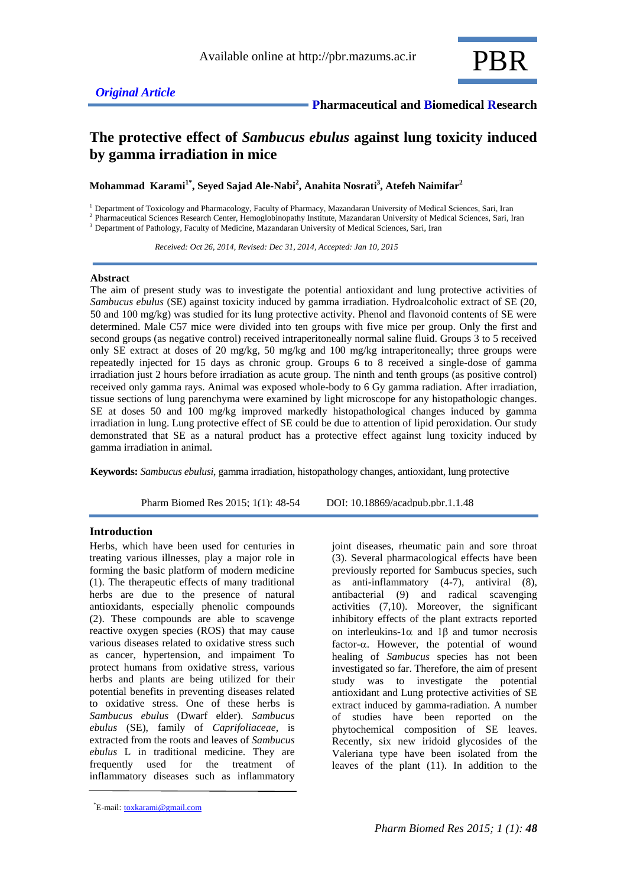*Original Article*

# The protective effect of *Sambucus ebulus* against lung toxicity induced by gamma irradiation in mice

**Mohammad Karami[1*], Seyed Sajad Ale-Nabi[2], Anahita Nosrati[3], Atefeh Naimifar[2]**

[1] Department of Toxicology and Pharmacology, Faculty of Pharmacy, Mazandaran University of Medical Sciences, Sari, Iran
[2] Pharmaceutical Sciences Research Center, Hemoglobinopathy Institute, Mazandaran University of Medical Sciences, Sari, Iran
[3] Department of Pathology, Faculty of Medicine, Mazandaran University of Medical Sciences, Sari, Iran

*Received: Oct 26, 2014, Revised: Dec 31, 2014, Accepted: Jan 10, 2015*

## Abstract

The aim of present study was to investigate the potential antioxidant and lung protective activities of *Sambucus ebulus* (SE) against toxicity induced by gamma irradiation. Hydroalcoholic extract of SE (20, 50 and 100 mg/kg) was studied for its lung protective activity. Phenol and flavonoid contents of SE were determined. Male C57 mice were divided into ten groups with five mice per group. Only the first and second groups (as negative control) received intraperitoneally normal saline fluid. Groups 3 to 5 received only SE extract at doses of 20 mg/kg, 50 mg/kg and 100 mg/kg intraperitoneally; three groups were repeatedly injected for 15 days as chronic group. Groups 6 to 8 received a single-dose of gamma irradiation just 2 hours before irradiation as acute group. The ninth and tenth groups (as positive control) received only gamma rays. Animal was exposed whole-body to 6 Gy gamma radiation. After irradiation, tissue sections of lung parenchyma were examined by light microscope for any histopathologic changes. SE at doses 50 and 100 mg/kg improved markedly histopathological changes induced by gamma irradiation in lung. Lung protective effect of SE could be due to attention of lipid peroxidation. Our study demonstrated that SE as a natural product has a protective effect against lung toxicity induced by gamma irradiation in animal.

**Keywords:** *Sambucus ebulusi*, gamma irradiation, histopathology changes, antioxidant, lung protective

Pharm Biomed Res 2015; 1(1): 48-54 DOI: 10.18869/acadpub.pbr.1.1.48

## Introduction

Herbs, which have been used for centuries in treating various illnesses, play a major role in forming the basic platform of modern medicine (1). The therapeutic effects of many traditional herbs are due to the presence of natural antioxidants, especially phenolic compounds (2). These compounds are able to scavenge reactive oxygen species (ROS) that may cause various diseases related to oxidative stress such as cancer, hypertension, and impairment To protect humans from oxidative stress, various herbs and plants are being utilized for their potential benefits in preventing diseases related to oxidative stress. One of these herbs is *Sambucus ebulus* (Dwarf elder). *Sambucus ebulus* (SE), family of *Caprifoliaceae*, is extracted from the roots and leaves of *Sambucus ebulus* L in traditional medicine. They are frequently used for the treatment of inflammatory diseases such as inflammatory joint diseases, rheumatic pain and sore throat (3). Several pharmacological effects have been previously reported for Sambucus species, such as anti-inflammatory (4-7), antiviral (8), antibacterial (9) and radical scavenging activities (7,10). Moreover, the significant inhibitory effects of the plant extracts reported on interleukins-1α and 1β and tumor necrosis factor-α. However, the potential of wound healing of *Sambucus* species has not been investigated so far. Therefore, the aim of present study was to investigate the potential antioxidant and Lung protective activities of SE extract induced by gamma-radiation. A number of studies have been reported on the phytochemical composition of SE leaves. Recently, six new iridoid glycosides of the Valeriana type have been isolated from the leaves of the plant (11). In addition to the

*E-mail: toxkarami@gmail.com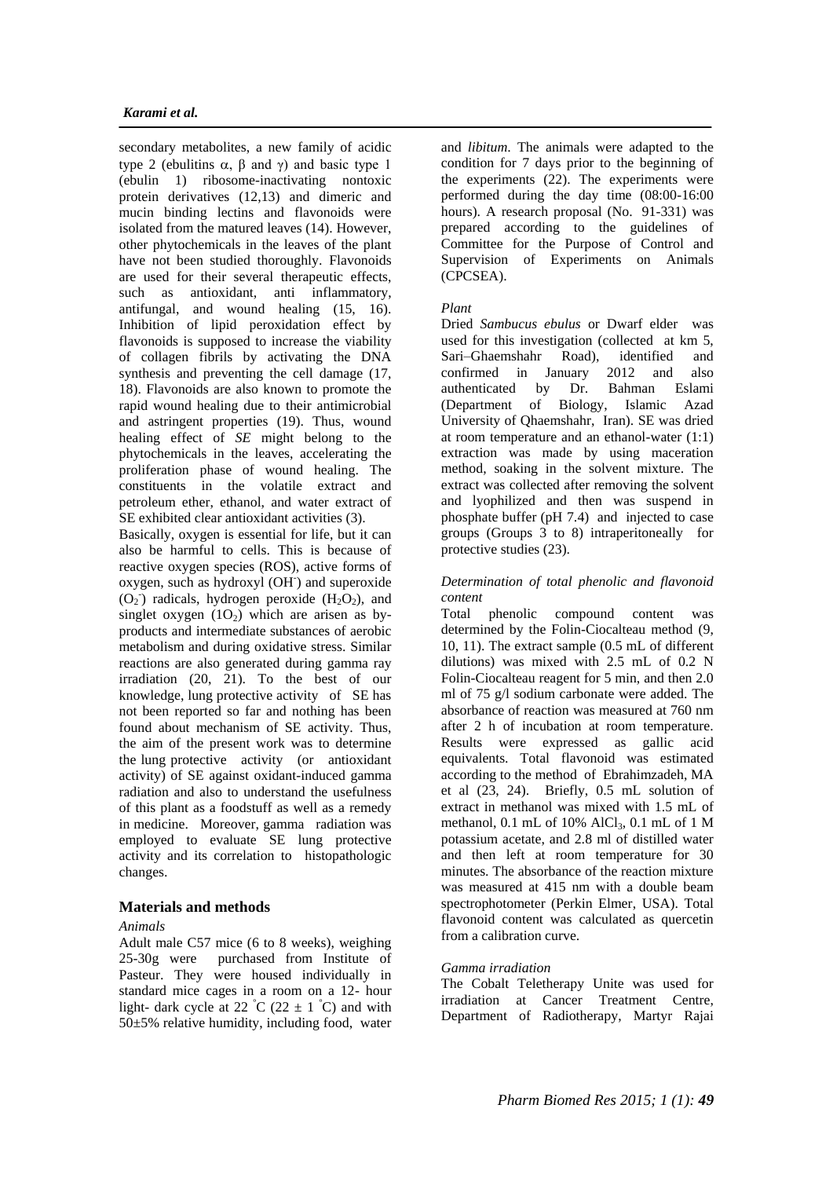secondary metabolites, a new family of acidic type 2 (ebulitins α, β and γ) and basic type 1 (ebulin 1) ribosome-inactivating nontoxic protein derivatives (12,13) and dimeric and mucin binding lectins and flavonoids were isolated from the matured leaves (14). However, other phytochemicals in the leaves of the plant have not been studied thoroughly. Flavonoids are used for their several therapeutic effects, such as antioxidant, anti inflammatory, antifungal, and wound healing (15, 16). Inhibition of lipid peroxidation effect by flavonoids is supposed to increase the viability of collagen fibrils by activating the DNA synthesis and preventing the cell damage (17, 18). Flavonoids are also known to promote the rapid wound healing due to their antimicrobial and astringent properties (19). Thus, wound healing effect of *SE* might belong to the phytochemicals in the leaves, accelerating the proliferation phase of wound healing. The constituents in the volatile extract and petroleum ether, ethanol, and water extract of SE exhibited clear antioxidant activities (3).

Basically, oxygen is essential for life, but it can also be harmful to cells. This is because of reactive oxygen species (ROS), active forms of oxygen, such as hydroxyl ($OH^-$) and superoxide ($O_2^-$) radicals, hydrogen peroxide ($H_2O_2$), and singlet oxygen ($1O_2$) which are arisen as by-products and intermediate substances of aerobic metabolism and during oxidative stress. Similar reactions are also generated during gamma ray irradiation (20, 21). To the best of our knowledge, lung protective activity of SE has not been reported so far and nothing has been found about mechanism of SE activity. Thus, the aim of the present work was to determine the lung protective activity (or antioxidant activity) of SE against oxidant-induced gamma radiation and also to understand the usefulness of this plant as a foodstuff as well as a remedy in medicine. Moreover, gamma radiation was employed to evaluate SE lung protective activity and its correlation to histopathologic changes.

## Materials and methods

*Animals*

Adult male C57 mice (6 to 8 weeks), weighing 25-30g were purchased from Institute of Pasteur. They were housed individually in standard mice cages in a room on a 12- hour light- dark cycle at 22 °C (22 ± 1 °C) and with 50±5% relative humidity, including food, water and *libitum*. The animals were adapted to the condition for 7 days prior to the beginning of the experiments (22). The experiments were performed during the day time (08:00-16:00 hours). A research proposal (No. 91-331) was prepared according to the guidelines of Committee for the Purpose of Control and Supervision of Experiments on Animals (CPCSEA).

*Plant*

Dried *Sambucus ebulus* or Dwarf elder was used for this investigation (collected at km 5, Sari–Ghaemshahr Road), identified and confirmed in January 2012 and also authenticated by Dr. Bahman Eslami (Department of Biology, Islamic Azad University of Qhaemshahr, Iran). SE was dried at room temperature and an ethanol-water (1:1) extraction was made by using maceration method, soaking in the solvent mixture. The extract was collected after removing the solvent and lyophilized and then was suspend in phosphate buffer (pH 7.4) and injected to case groups (Groups 3 to 8) intraperitoneally for protective studies (23).

*Determination of total phenolic and flavonoid content*

Total phenolic compound content was determined by the Folin-Ciocalteau method (9, 10, 11). The extract sample (0.5 mL of different dilutions) was mixed with 2.5 mL of 0.2 N Folin-Ciocalteau reagent for 5 min, and then 2.0 ml of 75 g/l sodium carbonate were added. The absorbance of reaction was measured at 760 nm after 2 h of incubation at room temperature. Results were expressed as gallic acid equivalents. Total flavonoid was estimated according to the method of Ebrahimzadeh, MA et al (23, 24). Briefly, 0.5 mL solution of extract in methanol was mixed with 1.5 mL of methanol, 0.1 mL of 10% $AlCl_3$, 0.1 mL of 1 M potassium acetate, and 2.8 ml of distilled water and then left at room temperature for 30 minutes. The absorbance of the reaction mixture was measured at 415 nm with a double beam spectrophotometer (Perkin Elmer, USA). Total flavonoid content was calculated as quercetin from a calibration curve.

*Gamma irradiation*

The Cobalt Teletherapy Unite was used for irradiation at Cancer Treatment Centre, Department of Radiotherapy, Martyr Rajai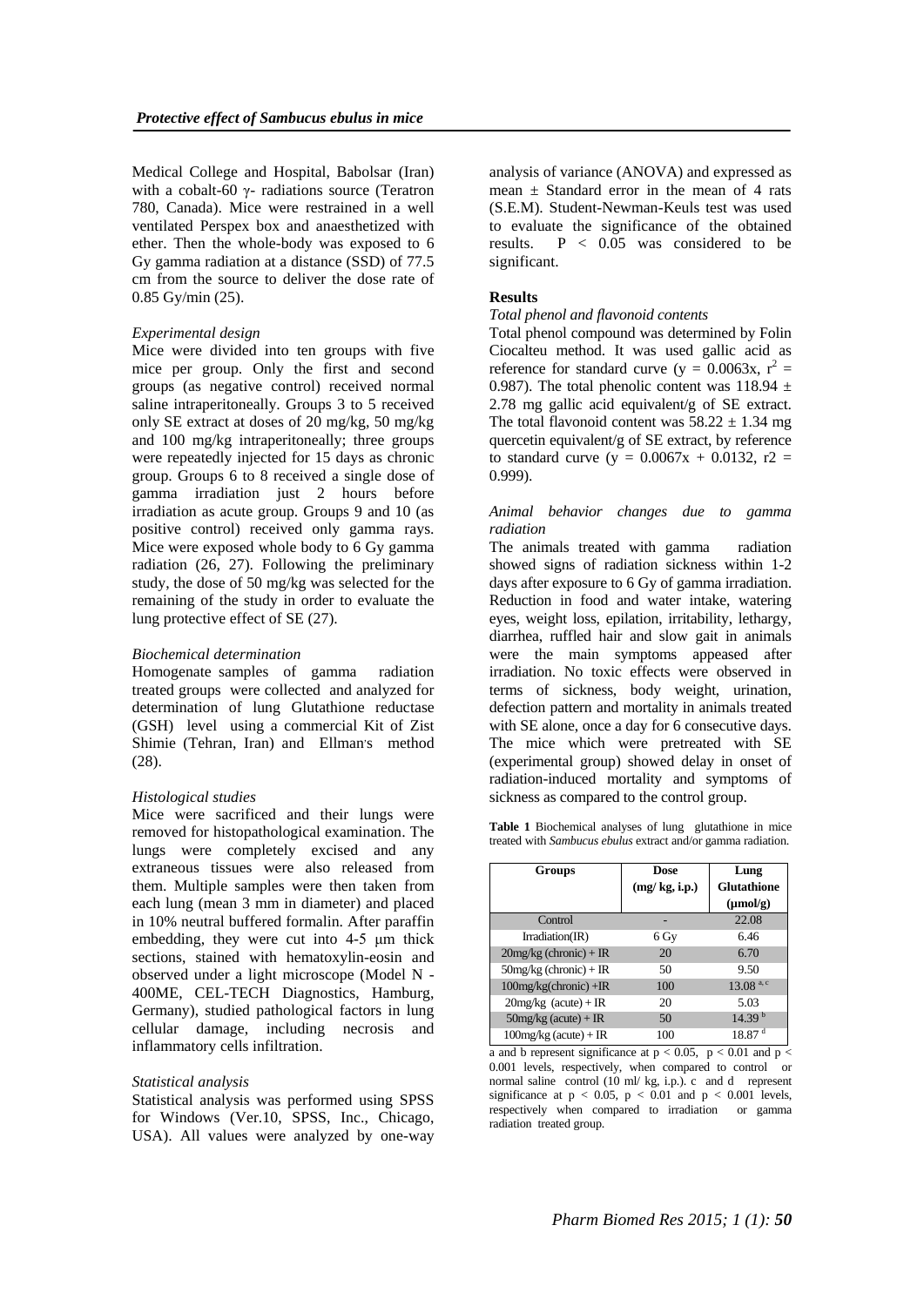Medical College and Hospital, Babolsar (Iran) with a cobalt-60 γ- radiations source (Teratron 780, Canada). Mice were restrained in a well ventilated Perspex box and anaesthetized with ether. Then the whole-body was exposed to 6 Gy gamma radiation at a distance (SSD) of 77.5 cm from the source to deliver the dose rate of 0.85 Gy/min (25).

*Experimental design*

Mice were divided into ten groups with five mice per group. Only the first and second groups (as negative control) received normal saline intraperitoneally. Groups 3 to 5 received only SE extract at doses of 20 mg/kg, 50 mg/kg and 100 mg/kg intraperitoneally; three groups were repeatedly injected for 15 days as chronic group. Groups 6 to 8 received a single dose of gamma irradiation just 2 hours before irradiation as acute group. Groups 9 and 10 (as positive control) received only gamma rays. Mice were exposed whole body to 6 Gy gamma radiation (26, 27). Following the preliminary study, the dose of 50 mg/kg was selected for the remaining of the study in order to evaluate the lung protective effect of SE (27).

*Biochemical determination*

Homogenate samples of gamma radiation treated groups were collected and analyzed for determination of lung Glutathione reductase (GSH) level using a commercial Kit of Zist Shimie (Tehran, Iran) and Ellman's method (28).

*Histological studies*

Mice were sacrificed and their lungs were removed for histopathological examination. The lungs were completely excised and any extraneous tissues were also released from them. Multiple samples were then taken from each lung (mean 3 mm in diameter) and placed in 10% neutral buffered formalin. After paraffin embedding, they were cut into 4-5 µm thick sections, stained with hematoxylin-eosin and observed under a light microscope (Model N - 400ME, CEL-TECH Diagnostics, Hamburg, Germany), studied pathological factors in lung cellular damage, including necrosis and inflammatory cells infiltration.

*Statistical analysis*

Statistical analysis was performed using SPSS for Windows (Ver.10, SPSS, Inc., Chicago, USA). All values were analyzed by one-way analysis of variance (ANOVA) and expressed as mean ± Standard error in the mean of 4 rats (S.E.M). Student-Newman-Keuls test was used to evaluate the significance of the obtained results. $P < 0.05$ was considered to be significant.

## Results

*Total phenol and flavonoid contents*

Total phenol compound was determined by Folin Ciocalteu method. It was used gallic acid as reference for standard curve ($y = 0.0063x$, $r^2 = 0.987$). The total phenolic content was 118.94 ± 2.78 mg gallic acid equivalent/g of SE extract. The total flavonoid content was 58.22 ± 1.34 mg quercetin equivalent/g of SE extract, by reference to standard curve ($y = 0.0067x + 0.0132$, $r2 = 0.999$).

*Animal behavior changes due to gamma radiation*

The animals treated with gamma radiation showed signs of radiation sickness within 1-2 days after exposure to 6 Gy of gamma irradiation. Reduction in food and water intake, watering eyes, weight loss, epilation, irritability, lethargy, diarrhea, ruffled hair and slow gait in animals were the main symptoms appeased after irradiation. No toxic effects were observed in terms of sickness, body weight, urination, defection pattern and mortality in animals treated with SE alone, once a day for 6 consecutive days. The mice which were pretreated with SE (experimental group) showed delay in onset of radiation-induced mortality and symptoms of sickness as compared to the control group.

**Table 1** Biochemical analyses of lung glutathione in mice treated with *Sambucus ebulus* extract and/or gamma radiation.

| Groups | Dose (mg/ kg, i.p.) | Lung Glutathione (µmol/g) |
|---|---|---|
| Control | - | 22.08 |
| Irradiation(IR) | 6 Gy | 6.46 |
| 20mg/kg (chronic) + IR | 20 | 6.70 |
| 50mg/kg (chronic) + IR | 50 | 9.50 |
| 100mg/kg(chronic) +IR | 100 | 13.08 [a, c] |
| 20mg/kg (acute) + IR | 20 | 5.03 |
| 50mg/kg (acute) + IR | 50 | 14.39 [b] |
| 100mg/kg (acute) + IR | 100 | 18.87 [d] |

a and b represent significance at $p < 0.05$, $p < 0.01$ and $p < 0.001$ levels, respectively, when compared to control or normal saline control (10 ml/ kg, i.p.). c and d represent significance at $p < 0.05$, $p < 0.01$ and $p < 0.001$ levels, respectively when compared to irradiation or gamma radiation treated group.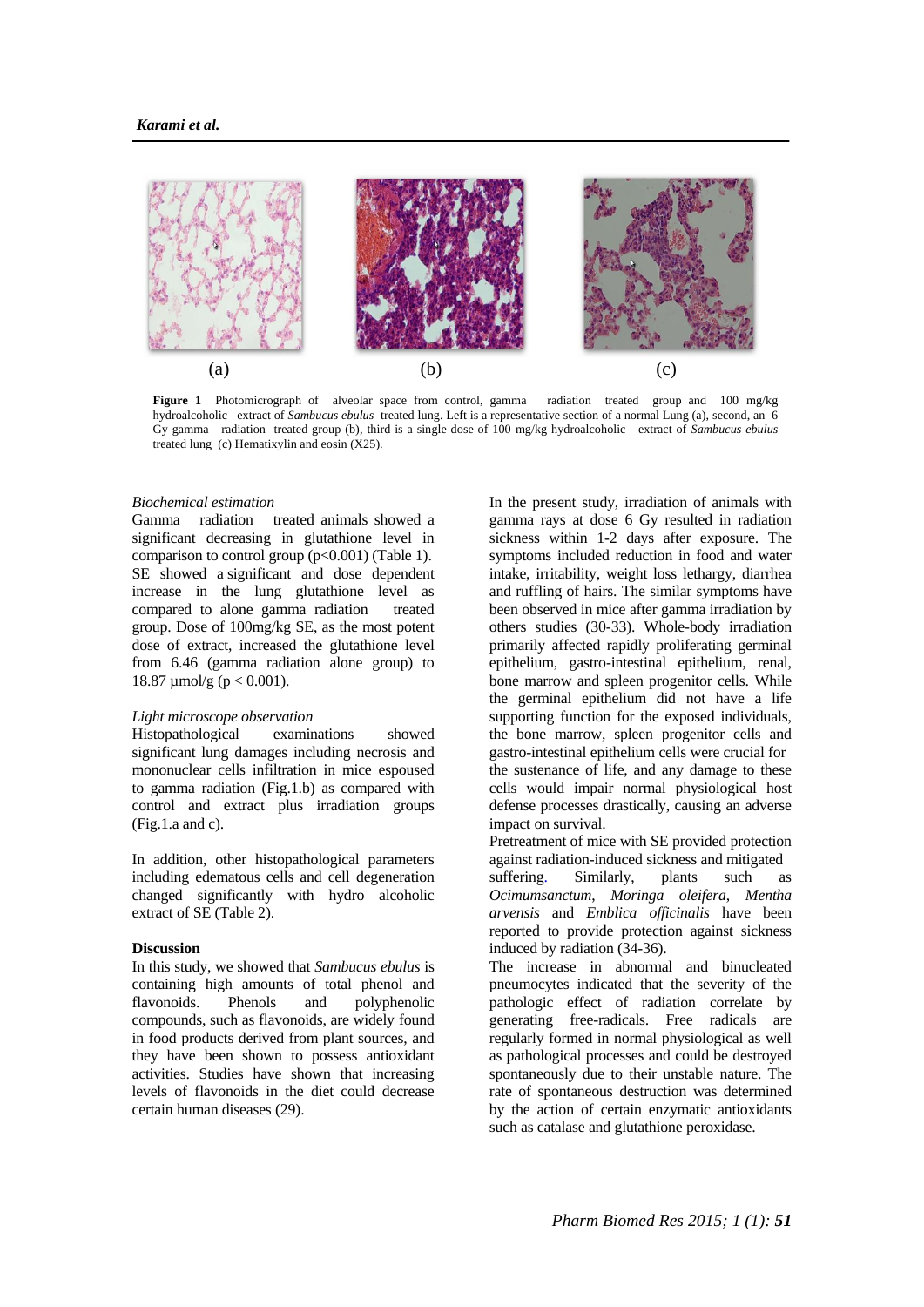(a) (b) (c)

**Figure 1** Photomicrograph of alveolar space from control, gamma radiation treated group and 100 mg/kg hydroalcoholic extract of *Sambucus ebulus* treated lung. Left is a representative section of a normal Lung (a), second, an 6 Gy gamma radiation treated group (b), third is a single dose of 100 mg/kg hydroalcoholic extract of *Sambucus ebulus* treated lung (c) Hematixylin and eosin (X25).

*Biochemical estimation*

Gamma radiation treated animals showed a significant decreasing in glutathione level in comparison to control group ($p<0.001$) (Table 1). SE showed a significant and dose dependent increase in the lung glutathione level as compared to alone gamma radiation treated group. Dose of 100mg/kg SE, as the most potent dose of extract, increased the glutathione level from 6.46 (gamma radiation alone group) to 18.87 µmol/g ($p < 0.001$).

*Light microscope observation*

Histopathological examinations showed significant lung damages including necrosis and mononuclear cells infiltration in mice espoused to gamma radiation (Fig.1.b) as compared with control and extract plus irradiation groups (Fig.1.a and c).

In addition, other histopathological parameters including edematous cells and cell degeneration changed significantly with hydro alcoholic extract of SE (Table 2).

**Discussion**

In this study, we showed that *Sambucus ebulus* is containing high amounts of total phenol and flavonoids. Phenols and polyphenolic compounds, such as flavonoids, are widely found in food products derived from plant sources, and they have been shown to possess antioxidant activities. Studies have shown that increasing levels of flavonoids in the diet could decrease certain human diseases (29).

In the present study, irradiation of animals with gamma rays at dose 6 Gy resulted in radiation sickness within 1-2 days after exposure. The symptoms included reduction in food and water intake, irritability, weight loss lethargy, diarrhea and ruffling of hairs. The similar symptoms have been observed in mice after gamma irradiation by others studies (30-33). Whole-body irradiation primarily affected rapidly proliferating germinal epithelium, gastro-intestinal epithelium, renal, bone marrow and spleen progenitor cells. While the germinal epithelium did not have a life supporting function for the exposed individuals, the bone marrow, spleen progenitor cells and gastro-intestinal epithelium cells were crucial for the sustenance of life, and any damage to these cells would impair normal physiological host defense processes drastically, causing an adverse impact on survival.

Pretreatment of mice with SE provided protection against radiation-induced sickness and mitigated suffering. Similarly, plants such as *Ocimumsanctum*, *Moringa oleifera*, *Mentha arvensis* and *Emblica officinalis* have been reported to provide protection against sickness induced by radiation (34-36).

The increase in abnormal and binucleated pneumocytes indicated that the severity of the pathologic effect of radiation correlate by generating free-radicals. Free radicals are regularly formed in normal physiological as well as pathological processes and could be destroyed spontaneously due to their unstable nature. The rate of spontaneous destruction was determined by the action of certain enzymatic antioxidants such as catalase and glutathione peroxidase.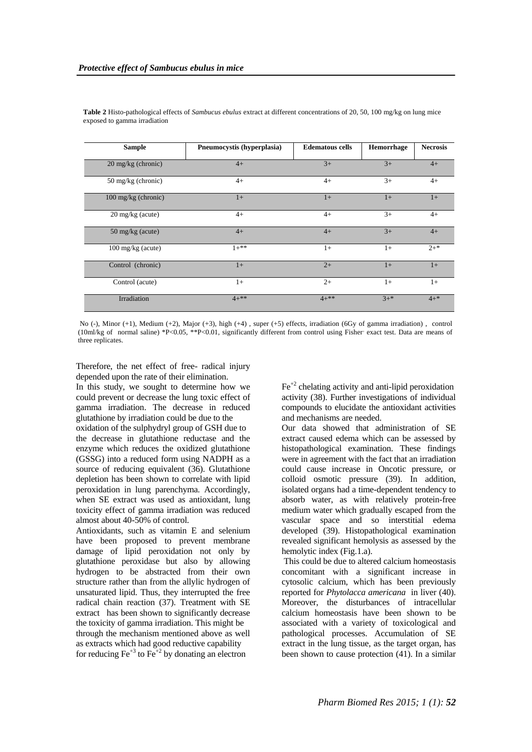**Table 2** Histo-pathological effects of *Sambucus ebulus* extract at different concentrations of 20, 50, 100 mg/kg on lung mice exposed to gamma irradiation

| Sample | Pneumocystis (hyperplasia) | Edematous cells | Hemorrhage | Necrosis |
|---|---|---|---|---|
| 20 mg/kg (chronic) | 4+ | 3+ | 3+ | 4+ |
| 50 mg/kg (chronic) | 4+ | 4+ | 3+ | 4+ |
| 100 mg/kg (chronic) | 1+ | 1+ | 1+ | 1+ |
| 20 mg/kg (acute) | 4+ | 4+ | 3+ | 4+ |
| 50 mg/kg (acute) | 4+ | 4+ | 3+ | 4+ |
| 100 mg/kg (acute) | 1+** | 1+ | 1+ | 2+* |
| Control (chronic) | 1+ | 2+ | 1+ | 1+ |
| Control (acute) | 1+ | 2+ | 1+ | 1+ |
| Irradiation | 4+** | 4+** | 3+* | 4+* |

No (-), Minor (+1), Medium (+2), Major (+3), high (+4) , super (+5) effects, irradiation (6Gy of gamma irradiation) , control (10ml/kg of normal saline) *P<0.05, **P<0.01, significantly different from control using Fisher' exact test. Data are means of three replicates.

Therefore, the net effect of free- radical injury depended upon the rate of their elimination.

In this study, we sought to determine how we could prevent or decrease the lung toxic effect of gamma irradiation. The decrease in reduced glutathione by irradiation could be due to the oxidation of the sulphydryl group of GSH due to the decrease in glutathione reductase and the enzyme which reduces the oxidized glutathione (GSSG) into a reduced form using NADPH as a source of reducing equivalent (36). Glutathione depletion has been shown to correlate with lipid peroxidation in lung parenchyma. Accordingly, when SE extract was used as antioxidant, lung toxicity effect of gamma irradiation was reduced almost about 40-50% of control.

Antioxidants, such as vitamin E and selenium have been proposed to prevent membrane damage of lipid peroxidation not only by glutathione peroxidase but also by allowing hydrogen to be abstracted from their own structure rather than from the allylic hydrogen of unsaturated lipid. Thus, they interrupted the free radical chain reaction (37). Treatment with SE extract has been shown to significantly decrease the toxicity of gamma irradiation. This might be through the mechanism mentioned above as well as extracts which had good reductive capability for reducing $Fe^{+3}$ to $Fe^{+2}$ by donating an electron $Fe^{+2}$ chelating activity and anti-lipid peroxidation activity (38). Further investigations of individual compounds to elucidate the antioxidant activities and mechanisms are needed.

Our data showed that administration of SE extract caused edema which can be assessed by histopathological examination. These findings were in agreement with the fact that an irradiation could cause increase in Oncotic pressure, or colloid osmotic pressure (39). In addition, isolated organs had a time-dependent tendency to absorb water, as with relatively protein-free medium water which gradually escaped from the vascular space and so interstitial edema developed (39). Histopathological examination revealed significant hemolysis as assessed by the hemolytic index (Fig.1.a).

This could be due to altered calcium homeostasis concomitant with a significant increase in cytosolic calcium, which has been previously reported for *Phytolacca americana* in liver (40). Moreover, the disturbances of intracellular calcium homeostasis have been shown to be associated with a variety of toxicological and pathological processes. Accumulation of SE extract in the lung tissue, as the target organ, has been shown to cause protection (41). In a similar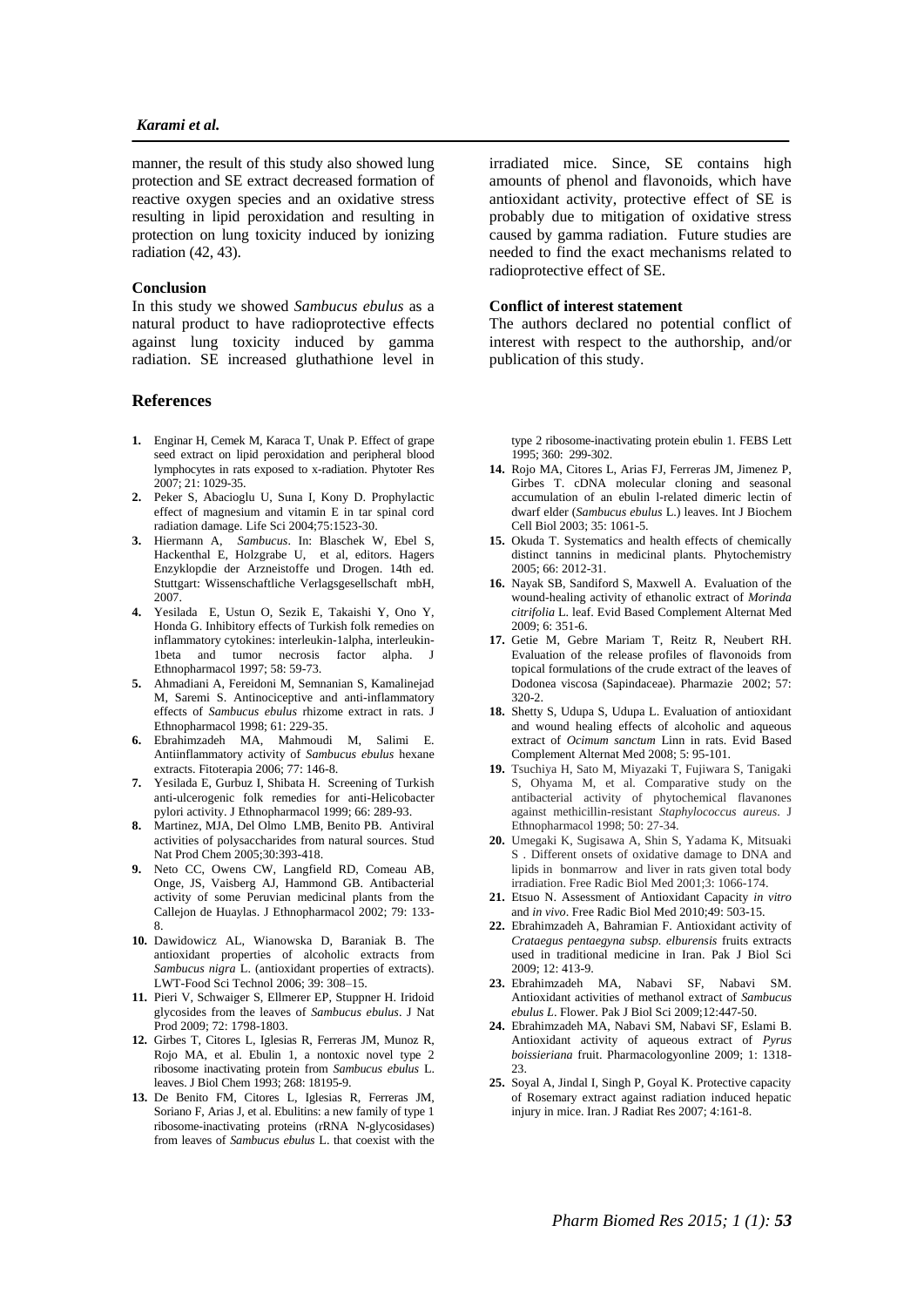manner, the result of this study also showed lung protection and SE extract decreased formation of reactive oxygen species and an oxidative stress resulting in lipid peroxidation and resulting in protection on lung toxicity induced by ionizing radiation (42, 43).

#### Conclusion

In this study we showed *Sambucus ebulus* as a natural product to have radioprotective effects against lung toxicity induced by gamma radiation. SE increased gluthathione level in irradiated mice. Since, SE contains high amounts of phenol and flavonoids, which have antioxidant activity, protective effect of SE is probably due to mitigation of oxidative stress caused by gamma radiation. Future studies are needed to find the exact mechanisms related to radioprotective effect of SE.

#### Conflict of interest statement

The authors declared no potential conflict of interest with respect to the authorship, and/or publication of this study.

## References

1. Enginar H, Cemek M, Karaca T, Unak P. Effect of grape seed extract on lipid peroxidation and peripheral blood lymphocytes in rats exposed to x-radiation. Phytoter Res 2007; 21: 1029-35.
2. Peker S, Abacioglu U, Suna I, Kony D. Prophylactic effect of magnesium and vitamin E in tar spinal cord radiation damage. Life Sci 2004;75:1523-30.
3. Hiermann A, *Sambucus*. In: Blaschek W, Ebel S, Hackenthal E, Holzgrabe U, et al, editors. Hagers Enzyklopdie der Arzneistoffe und Drogen. 14th ed. Stuttgart: Wissenschaftliche Verlagsgesellschaft mbH, 2007.
4. Yesilada E, Ustun O, Sezik E, Takaishi Y, Ono Y, Honda G. Inhibitory effects of Turkish folk remedies on inflammatory cytokines: interleukin-1alpha, interleukin-1beta and tumor necrosis factor alpha. J Ethnopharmacol 1997; 58: 59-73.
5. Ahmadiani A, Fereidoni M, Semnanian S, Kamalinejad M, Saremi S. Antinociceptive and anti-inflammatory effects of *Sambucus ebulus* rhizome extract in rats. J Ethnopharmacol 1998; 61: 229-35.
6. Ebrahimzadeh MA, Mahmoudi M, Salimi E. Antiinflammatory activity of *Sambucus ebulus* hexane extracts. Fitoterapia 2006; 77: 146-8.
7. Yesilada E, Gurbuz I, Shibata H. Screening of Turkish anti-ulcerogenic folk remedies for anti-Helicobacter pylori activity. J Ethnopharmacol 1999; 66: 289-93.
8. Martinez, MJA, Del Olmo LMB, Benito PB. Antiviral activities of polysaccharides from natural sources. Stud Nat Prod Chem 2005;30:393-418.
9. Neto CC, Owens CW, Langfield RD, Comeau AB, Onge, JS, Vaisberg AJ, Hammond GB. Antibacterial activity of some Peruvian medicinal plants from the Callejon de Huaylas. J Ethnopharmacol 2002; 79: 133-8.
10. Dawidowicz AL, Wianowska D, Baraniak B. The antioxidant properties of alcoholic extracts from *Sambucus nigra* L. (antioxidant properties of extracts). LWT-Food Sci Technol 2006; 39: 308–15.
11. Pieri V, Schwaiger S, Ellmerer EP, Stuppner H. Iridoid glycosides from the leaves of *Sambucus ebulus*. J Nat Prod 2009; 72: 1798-1803.
12. Girbes T, Citores L, Iglesias R, Ferreras JM, Munoz R, Rojo MA, et al. Ebulin 1, a nontoxic novel type 2 ribosome inactivating protein from *Sambucus ebulus* L. leaves. J Biol Chem 1993; 268: 18195-9.
13. De Benito FM, Citores L, Iglesias R, Ferreras JM, Soriano F, Arias J, et al. Ebulitins: a new family of type 1 ribosome-inactivating proteins (rRNA N-glycosidases) from leaves of *Sambucus ebulus* L. that coexist with the type 2 ribosome-inactivating protein ebulin 1. FEBS Lett 1995; 360: 299-302.
14. Rojo MA, Citores L, Arias FJ, Ferreras JM, Jimenez P, Girbes T. cDNA molecular cloning and seasonal accumulation of an ebulin l-related dimeric lectin of dwarf elder (*Sambucus ebulus* L.) leaves. Int J Biochem Cell Biol 2003; 35: 1061-5.
15. Okuda T. Systematics and health effects of chemically distinct tannins in medicinal plants. Phytochemistry 2005; 66: 2012-31.
16. Nayak SB, Sandiford S, Maxwell A. Evaluation of the wound-healing activity of ethanolic extract of *Morinda citrifolia* L. leaf. Evid Based Complement Alternat Med 2009; 6: 351-6.
17. Getie M, Gebre Mariam T, Reitz R, Neubert RH. Evaluation of the release profiles of flavonoids from topical formulations of the crude extract of the leaves of Dodonea viscosa (Sapindaceae). Pharmazie 2002; 57: 320-2.
18. Shetty S, Udupa S, Udupa L. Evaluation of antioxidant and wound healing effects of alcoholic and aqueous extract of *Ocimum sanctum* Linn in rats. Evid Based Complement Alternat Med 2008; 5: 95-101.
19. Tsuchiya H, Sato M, Miyazaki T, Fujiwara S, Tanigaki S, Ohyama M, et al. Comparative study on the antibacterial activity of phytochemical flavanones against methicillin-resistant *Staphylococcus aureus*. J Ethnopharmacol 1998; 50: 27-34.
20. Umegaki K, Sugisawa A, Shin S, Yadama K, Mitsuaki S . Different onsets of oxidative damage to DNA and lipids in bonmarrow and liver in rats given total body irradiation. Free Radic Biol Med 2001;3: 1066-174.
21. Etsuo N. Assessment of Antioxidant Capacity *in vitro* and *in vivo*. Free Radic Biol Med 2010;49: 503-15.
22. Ebrahimzadeh A, Bahramian F. Antioxidant activity of *Crataegus pentaegyna subsp. elburensis* fruits extracts used in traditional medicine in Iran. Pak J Biol Sci 2009; 12: 413-9.
23. Ebrahimzadeh MA, Nabavi SF, Nabavi SM. Antioxidant activities of methanol extract of *Sambucus ebulus L*. Flower. Pak J Biol Sci 2009;12:447-50.
24. Ebrahimzadeh MA, Nabavi SM, Nabavi SF, Eslami B. Antioxidant activity of aqueous extract of *Pyrus boissieriana* fruit. Pharmacologyonline 2009; 1: 1318-23.
25. Soyal A, Jindal I, Singh P, Goyal K. Protective capacity of Rosemary extract against radiation induced hepatic injury in mice. Iran. J Radiat Res 2007; 4:161-8.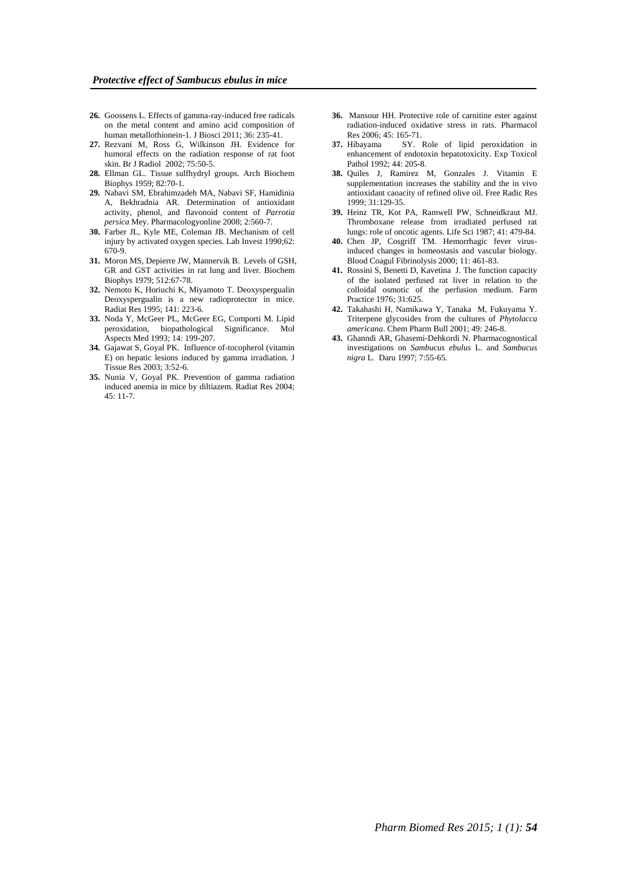26. Goossens L. Effects of gamma-ray-induced free radicals on the metal content and amino acid composition of human metallothionein-1. J Biosci 2011; 36: 235-41.
27. Rezvani M, Ross G, Wilkinson JH. Evidence for humoral effects on the radiation response of rat foot skin. Br J Radiol 2002; 75:50-5.
28. Ellman GL. Tissue sulfhydryl groups. Arch Biochem Biophys 1959; 82:70-1.
29. Nabavi SM, Ebrahimzadeh MA, Nabavi SF, Hamidinia A, Bekhradnia AR. Determination of antioxidant activity, phenol, and flavonoid content of *Parrotia persica* Mey. Pharmacologyonline 2008; 2:560-7.
30. Farber JL, Kyle ME, Coleman JB. Mechanism of cell injury by activated oxygen species. Lab Invest 1990;62: 670-9.
31. Moron MS, Depierre JW, Mannervik B. Levels of GSH, GR and GST activities in rat lung and liver. Biochem Biophys 1979; 512:67-78.
32. Nemoto K, Horiuchi K, Miyamoto T. Deoxyspergualin Deoxyspergualin is a new radioprotector in mice. Radiat Res 1995; 141: 223-6.
33. Noda Y, McGeer PL, McGeer EG, Comporti M. Lipid peroxidation, biopathological Significance. Mol Aspects Med 1993; 14: 199-207.
34. Gajawat S, Goyal PK. Influence of-tocopherol (vitamin E) on hepatic lesions induced by gamma irradiation. J Tissue Res 2003; 3:52-6.
35. Nunia V, Goyal PK. Prevention of gamma radiation induced anemia in mice by diltiazem. Radiat Res 2004; 45: 11-7.
36. Mansour HH. Protective role of carnitine ester against radiation-induced oxidative stress in rats. Pharmacol Res 2006; 45: 165-71.
37. Hibayama SY. Role of lipid peroxidation in enhancement of endotoxin hepatotoxicity. Exp Toxicol Pathol 1992; 44: 205-8.
38. Quiles J, Ramirez M, Gonzales J. Vitamin E supplementation increases the stability and the in vivo antioxidant caoacity of refined olive oil. Free Radic Res 1999; 31:129-35.
39. Heinz TR, Kot PA, Ramwell PW, Schneidkraut MJ. Thromboxane release from irradiated perfused rat lungs: role of oncotic agents. Life Sci 1987; 41: 479-84.
40. Chen JP, Cosgriff TM. Hemorrhagic fever virus-induced changes in homeostasis and vascular biology. Blood Coagul Fibrinolysis 2000; 11: 461-83.
41. Rossini S, Benetti D, Kavetina J. The function capacity of the isolated perfused rat liver in relation to the colloidal osmotic of the perfusion medium. Farm Practice 1976; 31:625.
42. Takahashi H, Namikawa Y, Tanaka M, Fukuyama Y. Triterpene glycosides from the cultures of *Phytolacca americana*. Chem Pharm Bull 2001; 49: 246-8.
43. Ghanndi AR, Ghasemi-Dehkordi N. Pharmacognostical investigations on *Sambucus ebulus* L. and *Sambucus nigra* L. Daru 1997; 7:55-65.